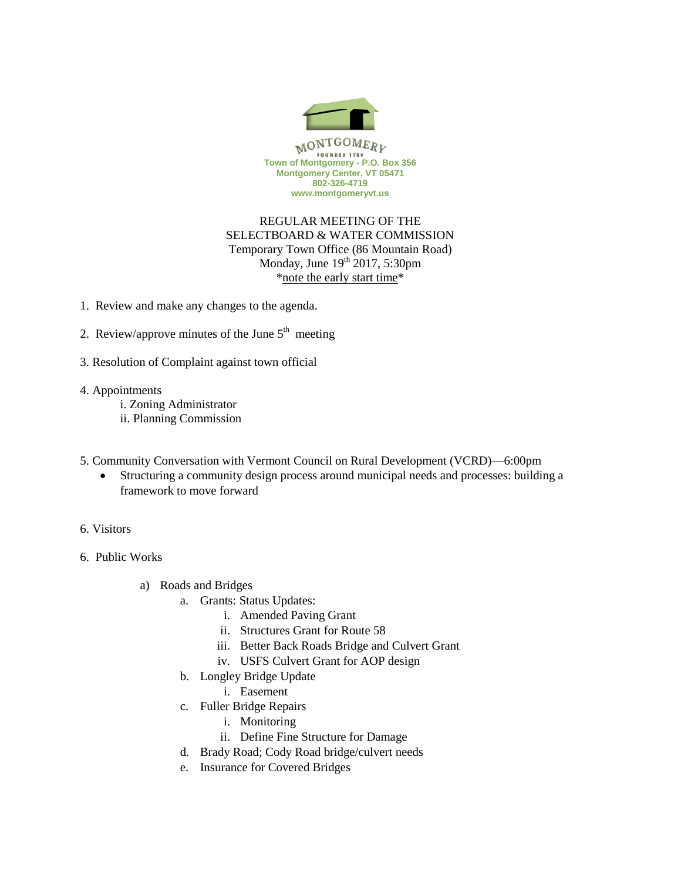MONTGOMERY

FOUNDED 1789

Town of Montgomery - P.O. Box 356
Montgomery Center, VT 05471
802-326-4719
www.montgomeryvt.us

REGULAR MEETING OF THE
SELECTBOARD & WATER COMMISSION
Temporary Town Office (86 Mountain Road)
Monday, June 19th 2017, 5:30pm
*note the early start time*

1. Review and make any changes to the agenda.

2. Review/approve minutes of the June 5th meeting

3. Resolution of Complaint against town official

4. Appointments
   i. Zoning Administrator
   ii. Planning Commission

5. Community Conversation with Vermont Council on Rural Development (VCRD)—6:00pm
   - Structuring a community design process around municipal needs and processes: building a framework to move forward

6. Visitors

6. Public Works

   a) Roads and Bridges
      a. Grants: Status Updates:
         i. Amended Paving Grant
         ii. Structures Grant for Route 58
         iii. Better Back Roads Bridge and Culvert Grant
         iv. USFS Culvert Grant for AOP design
      b. Longley Bridge Update
         i. Easement
      c. Fuller Bridge Repairs
         i. Monitoring
         ii. Define Fine Structure for Damage
      d. Brady Road; Cody Road bridge/culvert needs
      e. Insurance for Covered Bridges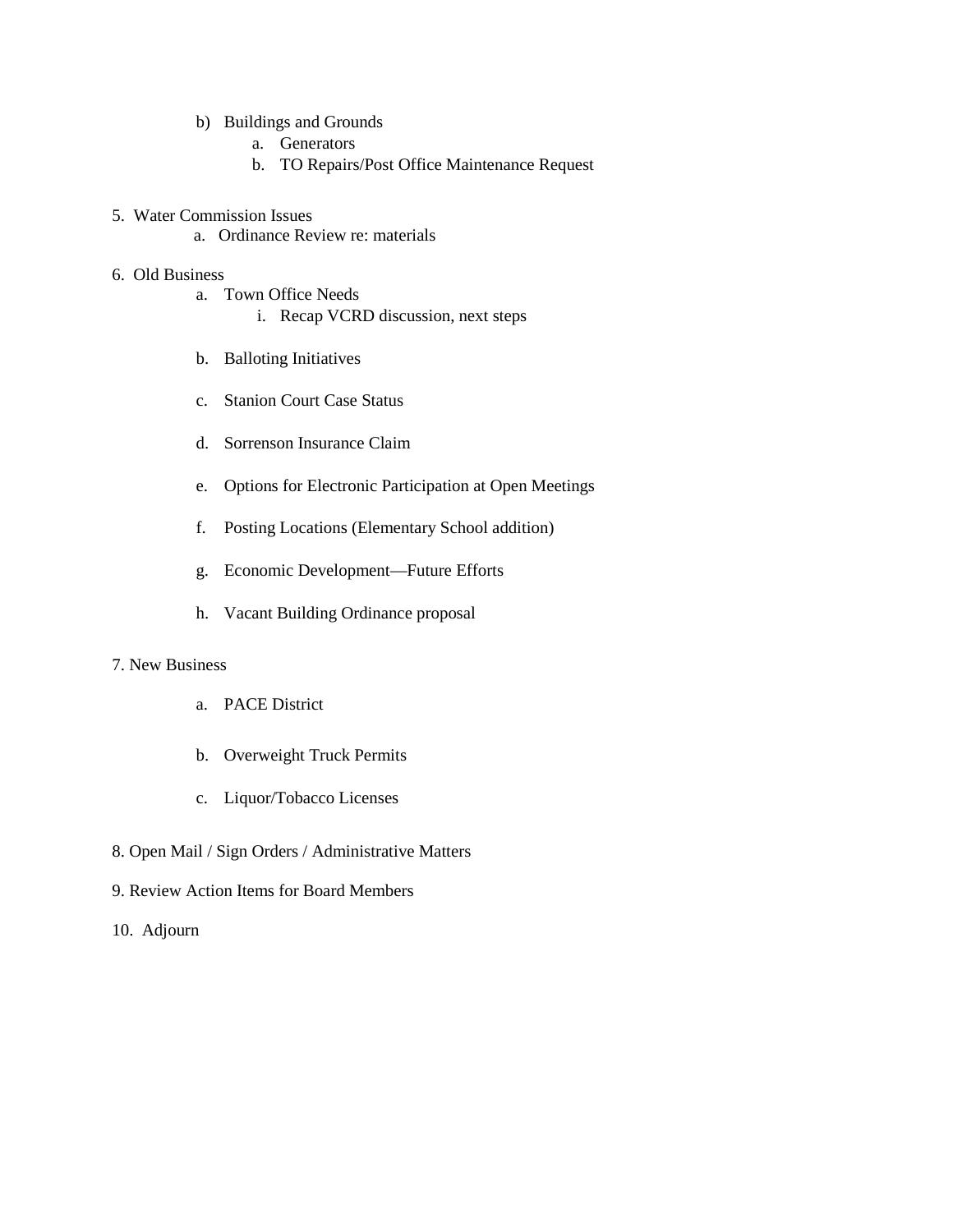- b) Buildings and Grounds
    - a. Generators
    - b. TO Repairs/Post Office Maintenance Request

5. Water Commission Issues
    - a. Ordinance Review re: materials

6. Old Business
    - a. Town Office Needs
        - i. Recap VCRD discussion, next steps
    - b. Balloting Initiatives
    - c. Stanion Court Case Status
    - d. Sorrenson Insurance Claim
    - e. Options for Electronic Participation at Open Meetings
    - f. Posting Locations (Elementary School addition)
    - g. Economic Development—Future Efforts
    - h. Vacant Building Ordinance proposal

7. New Business
    - a. PACE District
    - b. Overweight Truck Permits
    - c. Liquor/Tobacco Licenses

8. Open Mail / Sign Orders / Administrative Matters

9. Review Action Items for Board Members

10. Adjourn